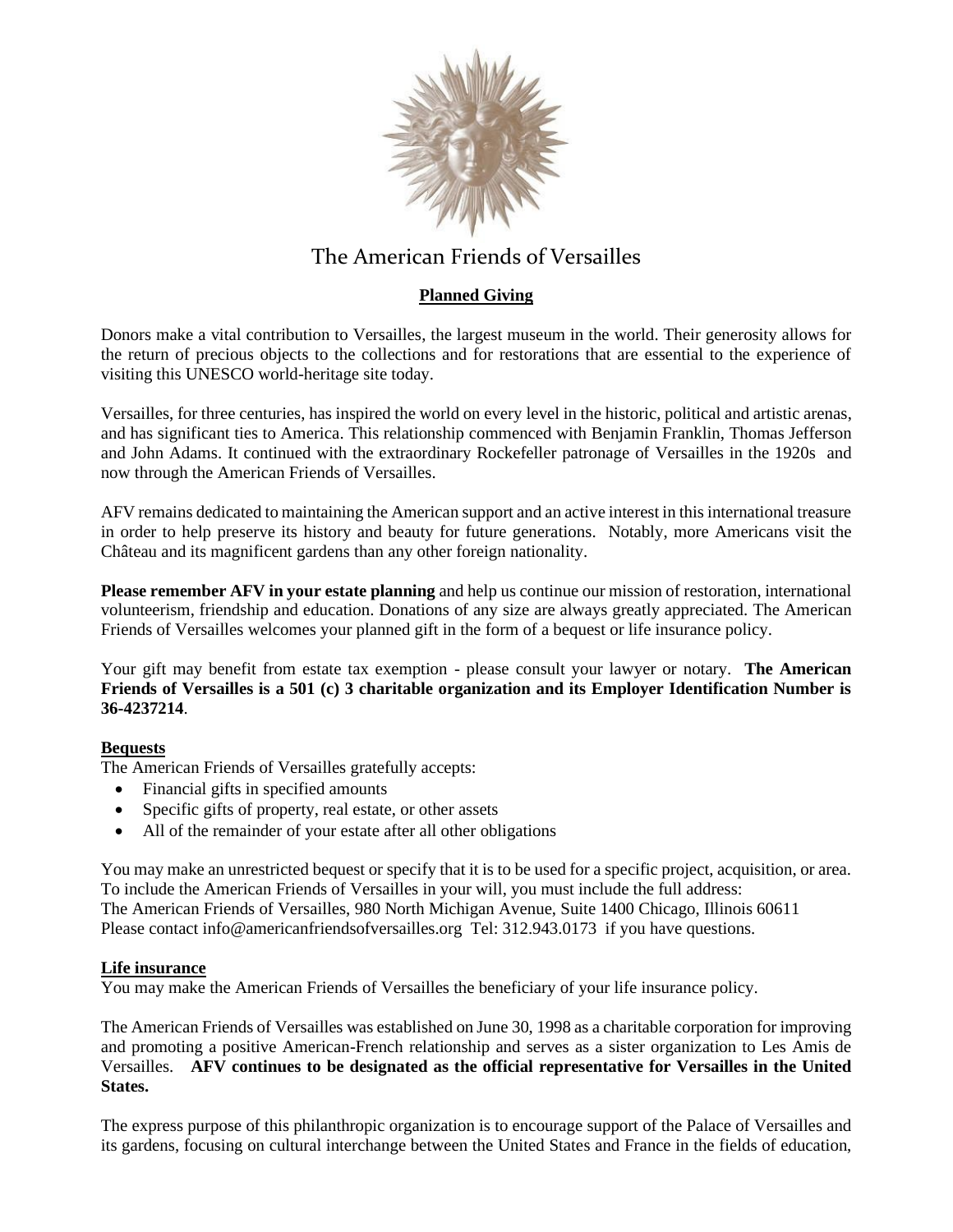# The American Friends of Versailles

## Planned Giving

Donors make a vital contribution to Versailles, the largest museum in the world. Their generosity allows for the return of precious objects to the collections and for restorations that are essential to the experience of visiting this UNESCO world-heritage site today.

Versailles, for three centuries, has inspired the world on every level in the historic, political and artistic arenas, and has significant ties to America. This relationship commenced with Benjamin Franklin, Thomas Jefferson and John Adams. It continued with the extraordinary Rockefeller patronage of Versailles in the 1920s and now through the American Friends of Versailles.

AFV remains dedicated to maintaining the American support and an active interest in this international treasure in order to help preserve its history and beauty for future generations. Notably, more Americans visit the Château and its magnificent gardens than any other foreign nationality.

**Please remember AFV in your estate planning** and help us continue our mission of restoration, international volunteerism, friendship and education. Donations of any size are always greatly appreciated. The American Friends of Versailles welcomes your planned gift in the form of a bequest or life insurance policy.

Your gift may benefit from estate tax exemption - please consult your lawyer or notary. **The American Friends of Versailles is a 501 (c) 3 charitable organization and its Employer Identification Number is 36-4237214**.

### Bequests

The American Friends of Versailles gratefully accepts:

- Financial gifts in specified amounts
- Specific gifts of property, real estate, or other assets
- All of the remainder of your estate after all other obligations

You may make an unrestricted bequest or specify that it is to be used for a specific project, acquisition, or area.
To include the American Friends of Versailles in your will, you must include the full address:
The American Friends of Versailles, 980 North Michigan Avenue, Suite 1400 Chicago, Illinois 60611
Please contact info@americanfriendsofversailles.org Tel: 312.943.0173 if you have questions.

### Life insurance

You may make the American Friends of Versailles the beneficiary of your life insurance policy.

The American Friends of Versailles was established on June 30, 1998 as a charitable corporation for improving and promoting a positive American-French relationship and serves as a sister organization to Les Amis de Versailles. **AFV continues to be designated as the official representative for Versailles in the United States.**

The express purpose of this philanthropic organization is to encourage support of the Palace of Versailles and its gardens, focusing on cultural interchange between the United States and France in the fields of education,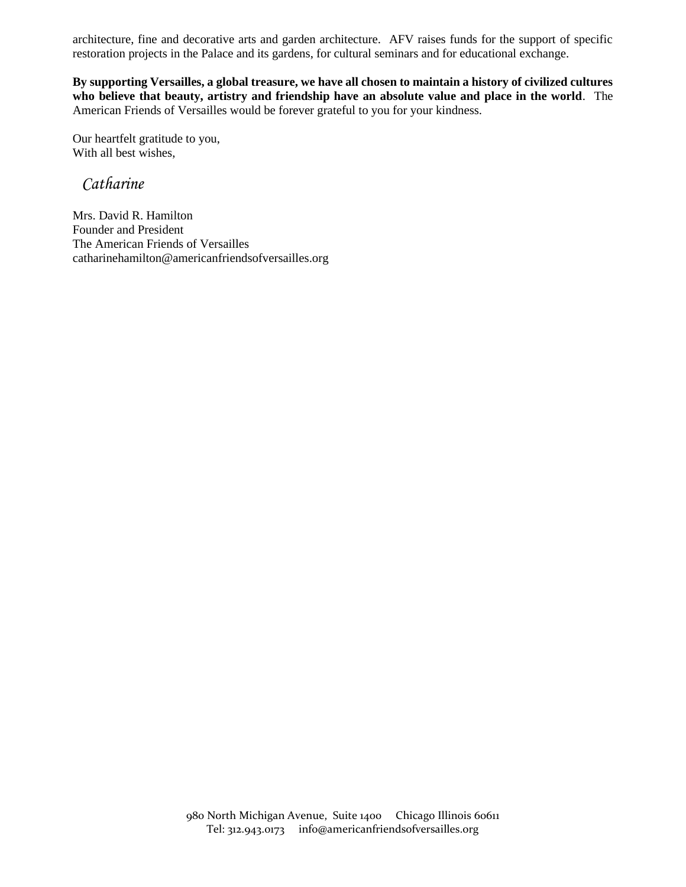architecture, fine and decorative arts and garden architecture. AFV raises funds for the support of specific restoration projects in the Palace and its gardens, for cultural seminars and for educational exchange.

**By supporting Versailles, a global treasure, we have all chosen to maintain a history of civilized cultures who believe that beauty, artistry and friendship have an absolute value and place in the world**. The American Friends of Versailles would be forever grateful to you for your kindness.

Our heartfelt gratitude to you,
With all best wishes,

*Catharine*

Mrs. David R. Hamilton
Founder and President
The American Friends of Versailles
catharinehamilton@americanfriendsofversailles.org

980 North Michigan Avenue, Suite 1400 Chicago Illinois 60611
Tel: 312.943.0173 info@americanfriendsofversailles.org